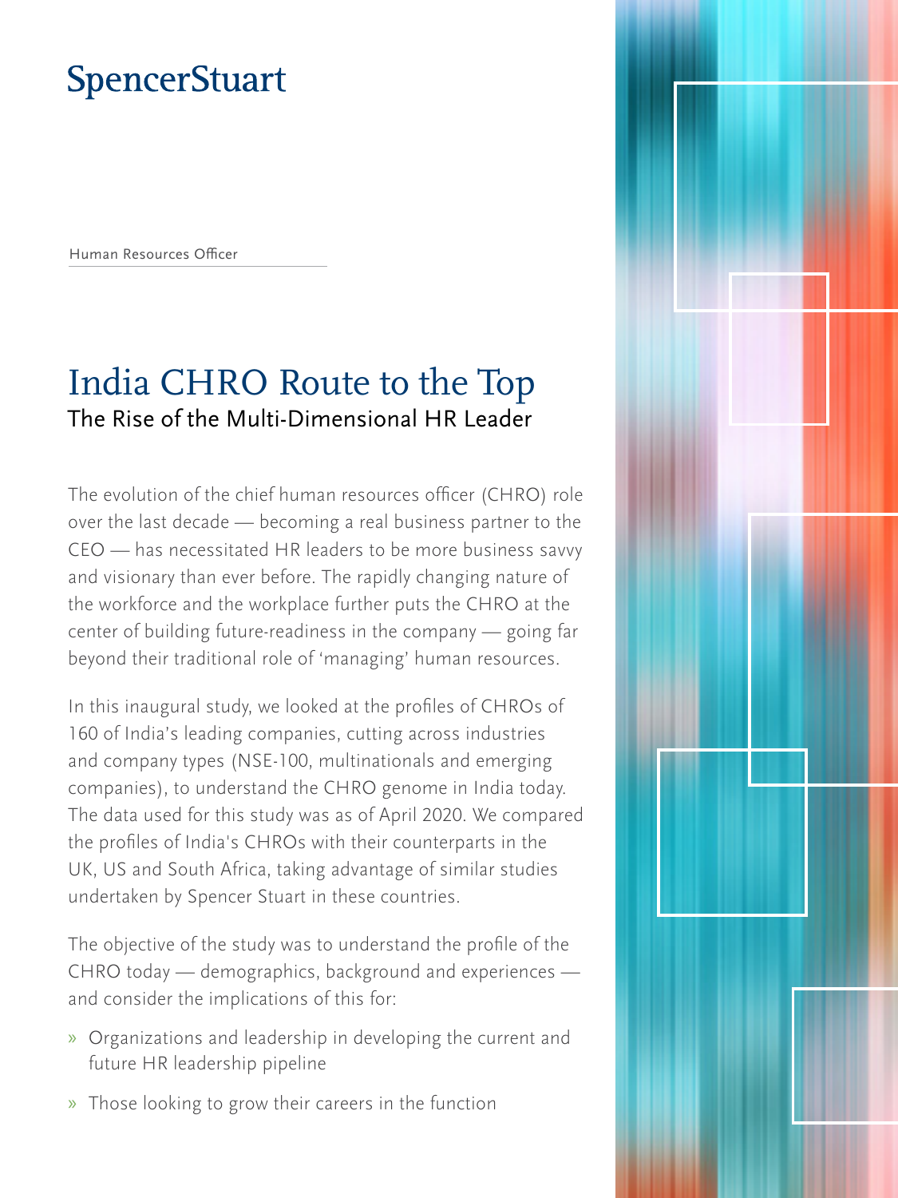SpencerStuart

Human Resources Officer

# India CHRO Route to the Top

## The Rise of the Multi-Dimensional HR Leader

The evolution of the chief human resources officer (CHRO) role over the last decade — becoming a real business partner to the CEO — has necessitated HR leaders to be more business savvy and visionary than ever before. The rapidly changing nature of the workforce and the workplace further puts the CHRO at the center of building future-readiness in the company — going far beyond their traditional role of 'managing' human resources.

In this inaugural study, we looked at the profiles of CHROs of 160 of India's leading companies, cutting across industries and company types (NSE-100, multinationals and emerging companies), to understand the CHRO genome in India today. The data used for this study was as of April 2020. We compared the profiles of India's CHROs with their counterparts in the UK, US and South Africa, taking advantage of similar studies undertaken by Spencer Stuart in these countries.

The objective of the study was to understand the profile of the CHRO today — demographics, background and experiences — and consider the implications of this for:

- Organizations and leadership in developing the current and future HR leadership pipeline
- Those looking to grow their careers in the function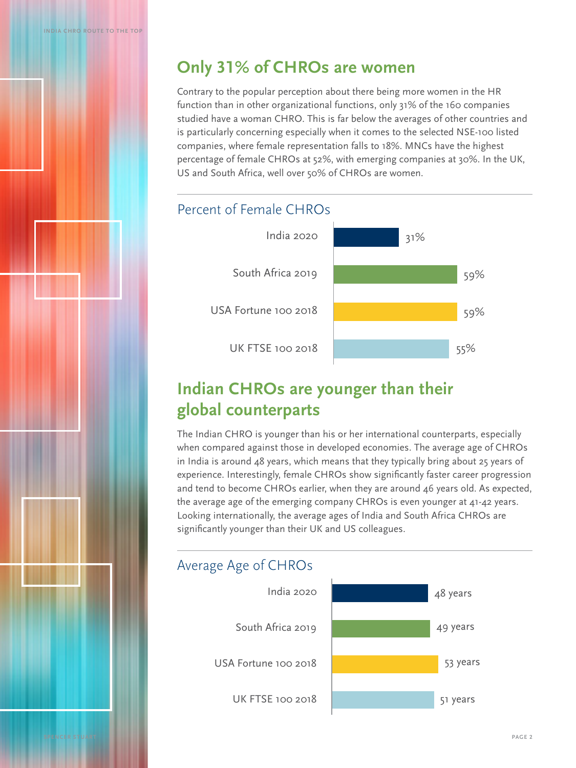## Only 31% of CHROs are women

Contrary to the popular perception about there being more women in the HR function than in other organizational functions, only 31% of the 160 companies studied have a woman CHRO. This is far below the averages of other countries and is particularly concerning especially when it comes to the selected NSE-100 listed companies, where female representation falls to 18%. MNCs have the highest percentage of female CHROs at 52%, with emerging companies at 30%. In the UK, US and South Africa, well over 50% of CHROs are women.

### Percent of Female CHROs

| | Percent |
|---|---|
| India 2020 | 31% |
| South Africa 2019 | 59% |
| USA Fortune 100 2018 | 59% |
| UK FTSE 100 2018 | 55% |

## Indian CHROs are younger than their global counterparts

The Indian CHRO is younger than his or her international counterparts, especially when compared against those in developed economies. The average age of CHROs in India is around 48 years, which means that they typically bring about 25 years of experience. Interestingly, female CHROs show significantly faster career progression and tend to become CHROs earlier, when they are around 46 years old. As expected, the average age of the emerging company CHROs is even younger at 41-42 years. Looking internationally, the average ages of India and South Africa CHROs are significantly younger than their UK and US colleagues.

### Average Age of CHROs

| | Average Age |
|---|---|
| India 2020 | 48 years |
| South Africa 2019 | 49 years |
| USA Fortune 100 2018 | 53 years |
| UK FTSE 100 2018 | 51 years |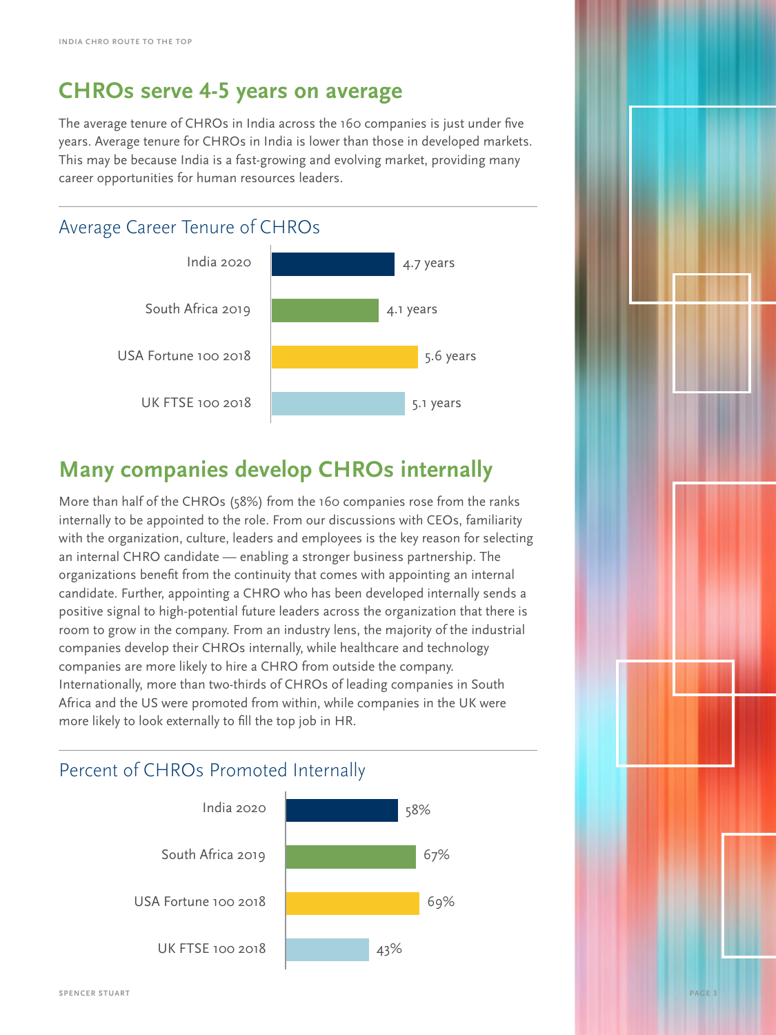## CHROs serve 4-5 years on average

The average tenure of CHROs in India across the 160 companies is just under five years. Average tenure for CHROs in India is lower than those in developed markets. This may be because India is a fast-growing and evolving market, providing many career opportunities for human resources leaders.

### Average Career Tenure of CHROs

| | Average Career Tenure |
|---|---|
| India 2020 | 4.7 years |
| South Africa 2019 | 4.1 years |
| USA Fortune 100 2018 | 5.6 years |
| UK FTSE 100 2018 | 5.1 years |

## Many companies develop CHROs internally

More than half of the CHROs (58%) from the 160 companies rose from the ranks internally to be appointed to the role. From our discussions with CEOs, familiarity with the organization, culture, leaders and employees is the key reason for selecting an internal CHRO candidate — enabling a stronger business partnership. The organizations benefit from the continuity that comes with appointing an internal candidate. Further, appointing a CHRO who has been developed internally sends a positive signal to high-potential future leaders across the organization that there is room to grow in the company. From an industry lens, the majority of the industrial companies develop their CHROs internally, while healthcare and technology companies are more likely to hire a CHRO from outside the company. Internationally, more than two-thirds of CHROs of leading companies in South Africa and the US were promoted from within, while companies in the UK were more likely to look externally to fill the top job in HR.

### Percent of CHROs Promoted Internally

| | Percent Promoted Internally |
|---|---|
| India 2020 | 58% |
| South Africa 2019 | 67% |
| USA Fortune 100 2018 | 69% |
| UK FTSE 100 2018 | 43% |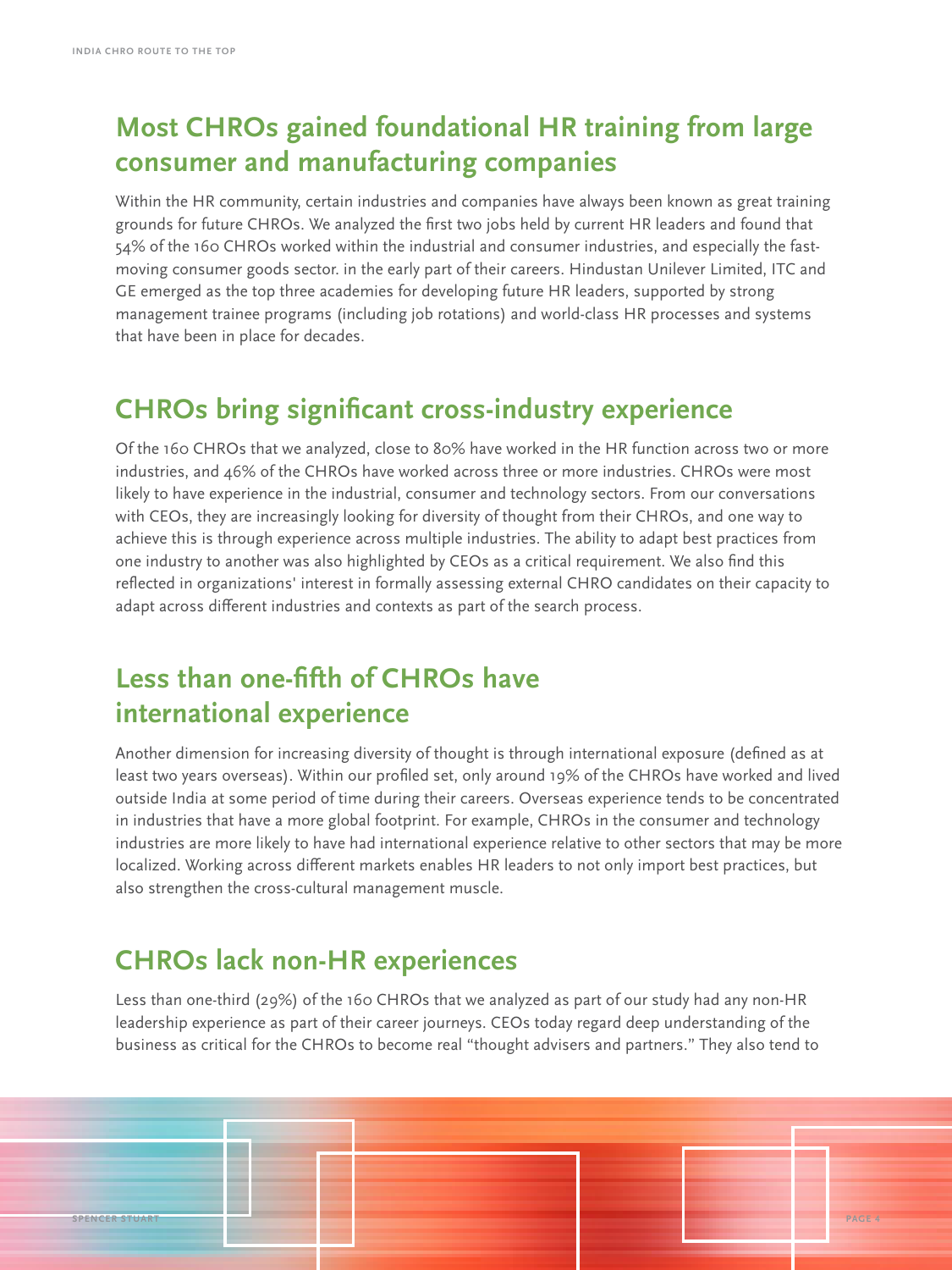## Most CHROs gained foundational HR training from large consumer and manufacturing companies

Within the HR community, certain industries and companies have always been known as great training grounds for future CHROs. We analyzed the first two jobs held by current HR leaders and found that 54% of the 160 CHROs worked within the industrial and consumer industries, and especially the fast-moving consumer goods sector. in the early part of their careers. Hindustan Unilever Limited, ITC and GE emerged as the top three academies for developing future HR leaders, supported by strong management trainee programs (including job rotations) and world-class HR processes and systems that have been in place for decades.

## CHROs bring significant cross-industry experience

Of the 160 CHROs that we analyzed, close to 80% have worked in the HR function across two or more industries, and 46% of the CHROs have worked across three or more industries. CHROs were most likely to have experience in the industrial, consumer and technology sectors. From our conversations with CEOs, they are increasingly looking for diversity of thought from their CHROs, and one way to achieve this is through experience across multiple industries. The ability to adapt best practices from one industry to another was also highlighted by CEOs as a critical requirement. We also find this reflected in organizations' interest in formally assessing external CHRO candidates on their capacity to adapt across different industries and contexts as part of the search process.

## Less than one-fifth of CHROs have international experience

Another dimension for increasing diversity of thought is through international exposure (defined as at least two years overseas). Within our profiled set, only around 19% of the CHROs have worked and lived outside India at some period of time during their careers. Overseas experience tends to be concentrated in industries that have a more global footprint. For example, CHROs in the consumer and technology industries are more likely to have had international experience relative to other sectors that may be more localized. Working across different markets enables HR leaders to not only import best practices, but also strengthen the cross-cultural management muscle.

## CHROs lack non-HR experiences

Less than one-third (29%) of the 160 CHROs that we analyzed as part of our study had any non-HR leadership experience as part of their career journeys. CEOs today regard deep understanding of the business as critical for the CHROs to become real "thought advisers and partners." They also tend to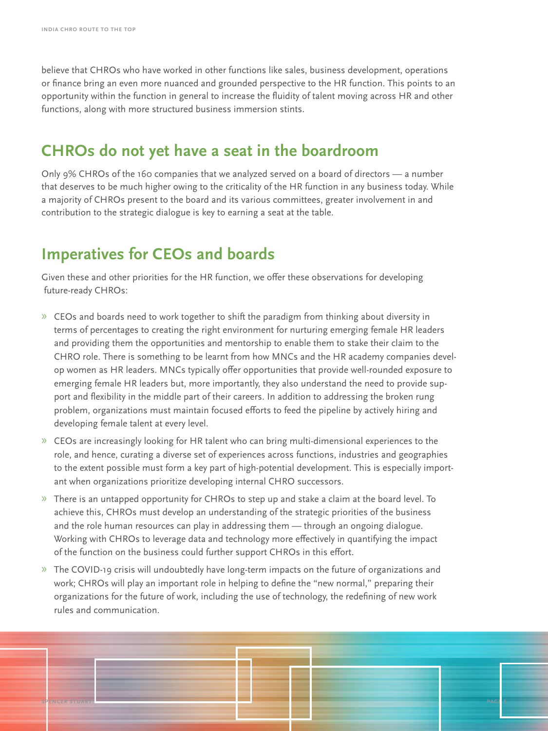believe that CHROs who have worked in other functions like sales, business development, operations or finance bring an even more nuanced and grounded perspective to the HR function. This points to an opportunity within the function in general to increase the fluidity of talent moving across HR and other functions, along with more structured business immersion stints.

## CHROs do not yet have a seat in the boardroom

Only 9% CHROs of the 160 companies that we analyzed served on a board of directors — a number that deserves to be much higher owing to the criticality of the HR function in any business today. While a majority of CHROs present to the board and its various committees, greater involvement in and contribution to the strategic dialogue is key to earning a seat at the table.

## Imperatives for CEOs and boards

Given these and other priorities for the HR function, we offer these observations for developing future-ready CHROs:

- CEOs and boards need to work together to shift the paradigm from thinking about diversity in terms of percentages to creating the right environment for nurturing emerging female HR leaders and providing them the opportunities and mentorship to enable them to stake their claim to the CHRO role. There is something to be learnt from how MNCs and the HR academy companies develop women as HR leaders. MNCs typically offer opportunities that provide well-rounded exposure to emerging female HR leaders but, more importantly, they also understand the need to provide support and flexibility in the middle part of their careers. In addition to addressing the broken rung problem, organizations must maintain focused efforts to feed the pipeline by actively hiring and developing female talent at every level.
- CEOs are increasingly looking for HR talent who can bring multi-dimensional experiences to the role, and hence, curating a diverse set of experiences across functions, industries and geographies to the extent possible must form a key part of high-potential development. This is especially important when organizations prioritize developing internal CHRO successors.
- There is an untapped opportunity for CHROs to step up and stake a claim at the board level. To achieve this, CHROs must develop an understanding of the strategic priorities of the business and the role human resources can play in addressing them — through an ongoing dialogue. Working with CHROs to leverage data and technology more effectively in quantifying the impact of the function on the business could further support CHROs in this effort.
- The COVID-19 crisis will undoubtedly have long-term impacts on the future of organizations and work; CHROs will play an important role in helping to define the "new normal," preparing their organizations for the future of work, including the use of technology, the redefining of new work rules and communication.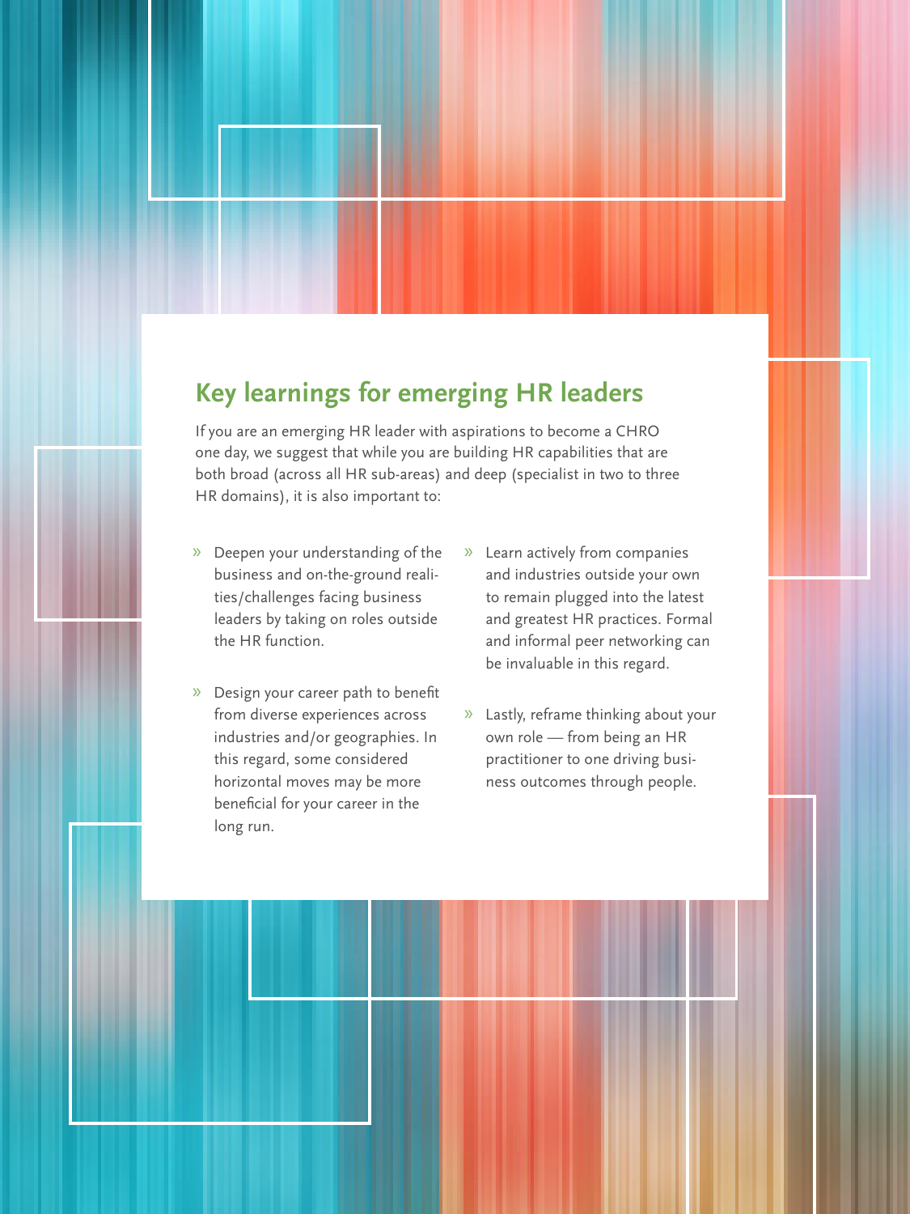## Key learnings for emerging HR leaders

If you are an emerging HR leader with aspirations to become a CHRO one day, we suggest that while you are building HR capabilities that are both broad (across all HR sub-areas) and deep (specialist in two to three HR domains), it is also important to:

- Deepen your understanding of the business and on-the-ground realities/challenges facing business leaders by taking on roles outside the HR function.
- Design your career path to benefit from diverse experiences across industries and/or geographies. In this regard, some considered horizontal moves may be more beneficial for your career in the long run.
- Learn actively from companies and industries outside your own to remain plugged into the latest and greatest HR practices. Formal and informal peer networking can be invaluable in this regard.
- Lastly, reframe thinking about your own role — from being an HR practitioner to one driving business outcomes through people.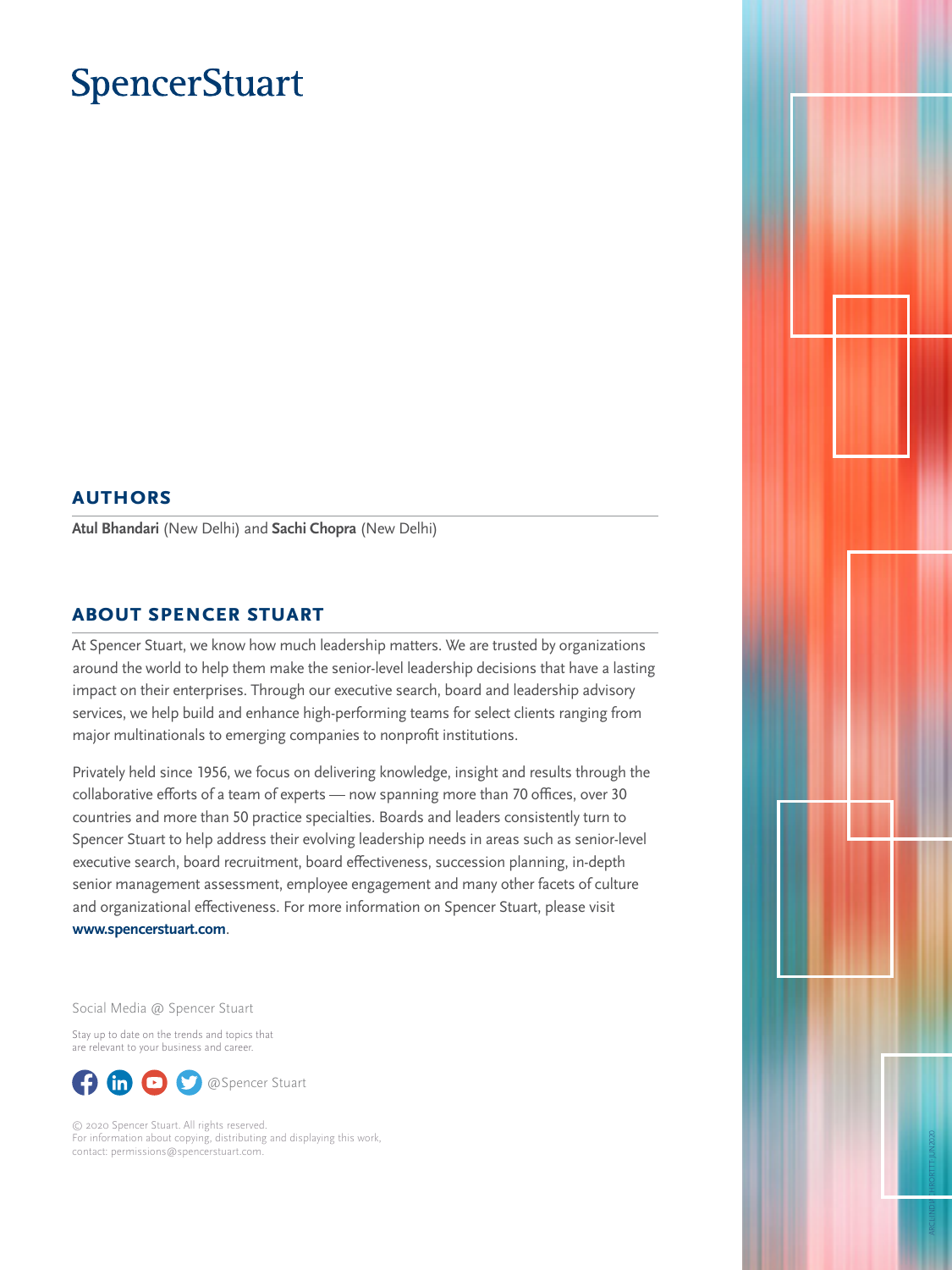SpencerStuart

## AUTHORS

**Atul Bhandari** (New Delhi) and **Sachi Chopra** (New Delhi)

## ABOUT SPENCER STUART

At Spencer Stuart, we know how much leadership matters. We are trusted by organizations around the world to help them make the senior-level leadership decisions that have a lasting impact on their enterprises. Through our executive search, board and leadership advisory services, we help build and enhance high-performing teams for select clients ranging from major multinationals to emerging companies to nonprofit institutions.

Privately held since 1956, we focus on delivering knowledge, insight and results through the collaborative efforts of a team of experts — now spanning more than 70 offices, over 30 countries and more than 50 practice specialties. Boards and leaders consistently turn to Spencer Stuart to help address their evolving leadership needs in areas such as senior-level executive search, board recruitment, board effectiveness, succession planning, in-depth senior management assessment, employee engagement and many other facets of culture and organizational effectiveness. For more information on Spencer Stuart, please visit **www.spencerstuart.com**.

Social Media @ Spencer Stuart

Stay up to date on the trends and topics that are relevant to your business and career.

@Spencer Stuart

© 2020 Spencer Stuart. All rights reserved.
For information about copying, distributing and displaying this work, contact: permissions@spencerstuart.com.